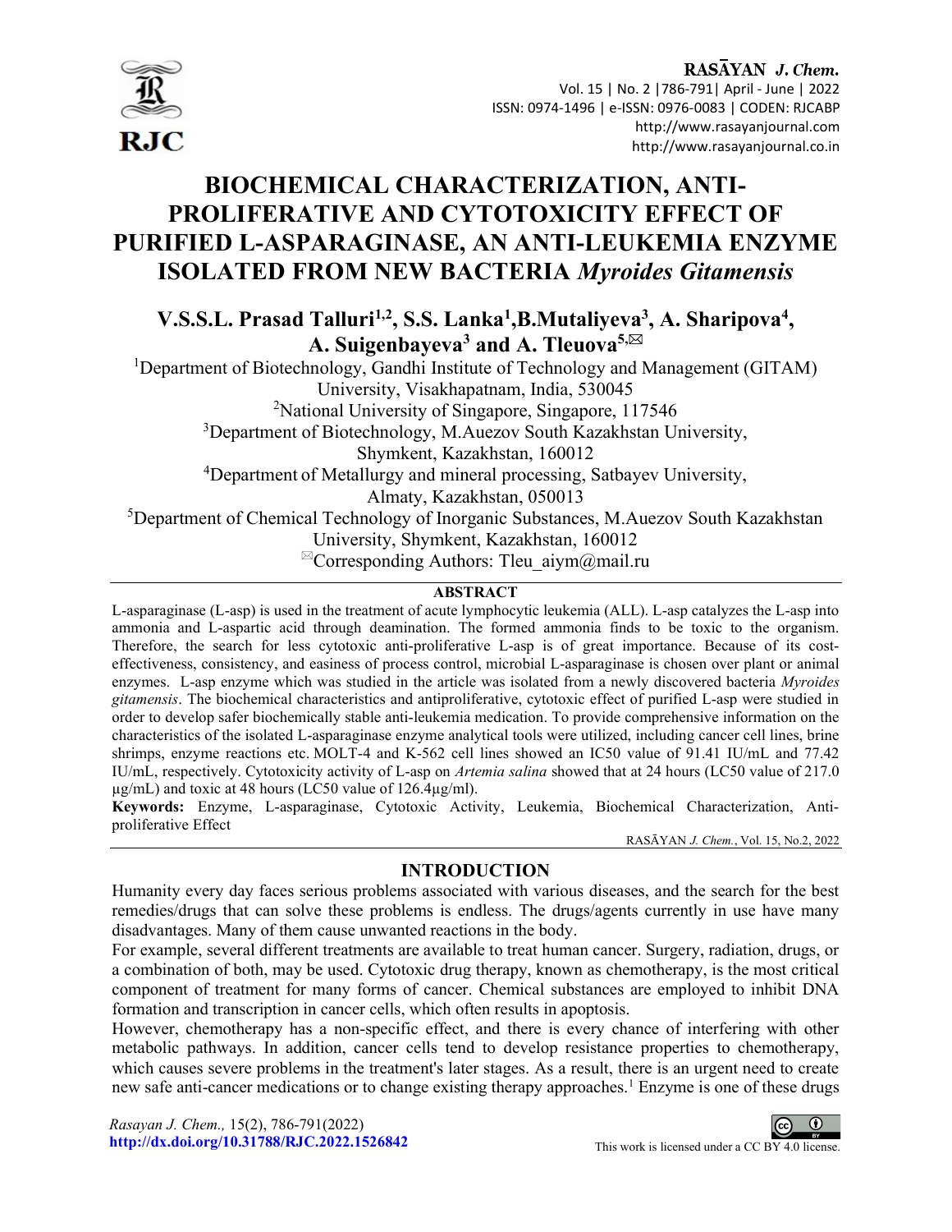# BIOCHEMICAL CHARACTERIZATION, ANTI-PROLIFERATIVE AND CYTOTOXICITY EFFECT OF PURIFIED L-ASPARAGINASE, AN ANTI-LEUKEMIA ENZYME ISOLATED FROM NEW BACTERIA *Myroides Gitamensis*

**V.S.S.L. Prasad Talluri[1,2], S.S. Lanka[1], B.Mutaliyeva[3], A. Sharipova[4], A. Suigenbayeva[3] and A. Tleuova[5,✉]**

[1]Department of Biotechnology, Gandhi Institute of Technology and Management (GITAM) University, Visakhapatnam, India, 530045

[2]National University of Singapore, Singapore, 117546

[3]Department of Biotechnology, M.Auezov South Kazakhstan University, Shymkent, Kazakhstan, 160012

[4]Department of Metallurgy and mineral processing, Satbayev University, Almaty, Kazakhstan, 050013

[5]Department of Chemical Technology of Inorganic Substances, M.Auezov South Kazakhstan University, Shymkent, Kazakhstan, 160012

✉Corresponding Authors: Tleu_aiym@mail.ru

## ABSTRACT

L-asparaginase (L-asp) is used in the treatment of acute lymphocytic leukemia (ALL). L-asp catalyzes the L-asp into ammonia and L-aspartic acid through deamination. The formed ammonia finds to be toxic to the organism. Therefore, the search for less cytotoxic anti-proliferative L-asp is of great importance. Because of its cost-effectiveness, consistency, and easiness of process control, microbial L-asparaginase is chosen over plant or animal enzymes. L-asp enzyme which was studied in the article was isolated from a newly discovered bacteria *Myroides gitamensis*. The biochemical characteristics and antiproliferative, cytotoxic effect of purified L-asp were studied in order to develop safer biochemically stable anti-leukemia medication. To provide comprehensive information on the characteristics of the isolated L-asparaginase enzyme analytical tools were utilized, including cancer cell lines, brine shrimps, enzyme reactions etc. MOLT-4 and K-562 cell lines showed an IC50 value of 91.41 IU/mL and 77.42 IU/mL, respectively. Cytotoxicity activity of L-asp on *Artemia salina* showed that at 24 hours (LC50 value of 217.0 µg/mL) and toxic at 48 hours (LC50 value of 126.4µg/ml).

**Keywords:** Enzyme, L-asparaginase, Cytotoxic Activity, Leukemia, Biochemical Characterization, Anti-proliferative Effect

## INTRODUCTION

Humanity every day faces serious problems associated with various diseases, and the search for the best remedies/drugs that can solve these problems is endless. The drugs/agents currently in use have many disadvantages. Many of them cause unwanted reactions in the body.

For example, several different treatments are available to treat human cancer. Surgery, radiation, drugs, or a combination of both, may be used. Cytotoxic drug therapy, known as chemotherapy, is the most critical component of treatment for many forms of cancer. Chemical substances are employed to inhibit DNA formation and transcription in cancer cells, which often results in apoptosis.

However, chemotherapy has a non-specific effect, and there is every chance of interfering with other metabolic pathways. In addition, cancer cells tend to develop resistance properties to chemotherapy, which causes severe problems in the treatment's later stages. As a result, there is an urgent need to create new safe anti-cancer medications or to change existing therapy approaches.[1] Enzyme is one of these drugs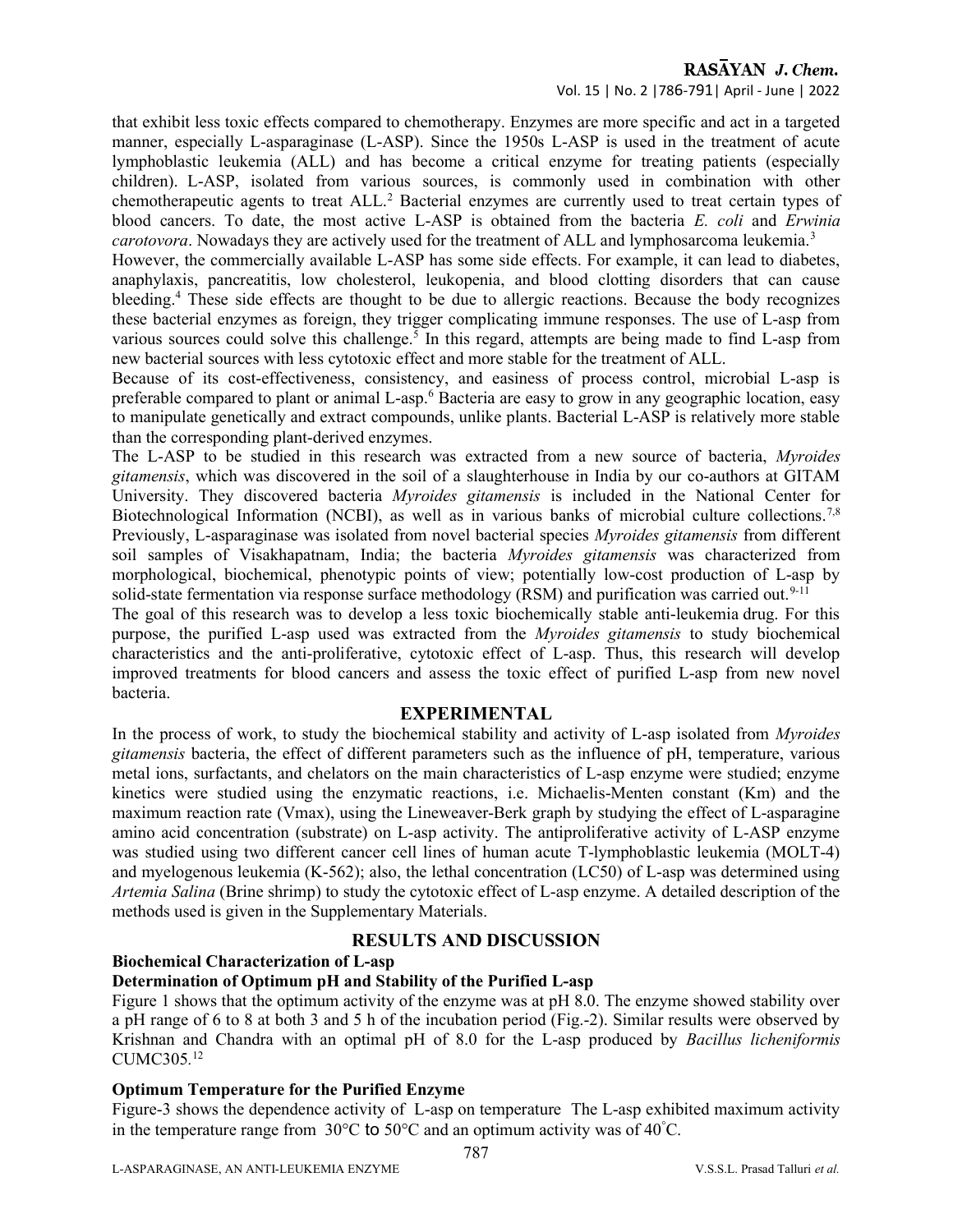that exhibit less toxic effects compared to chemotherapy. Enzymes are more specific and act in a targeted manner, especially L-asparaginase (L-ASP). Since the 1950s L-ASP is used in the treatment of acute lymphoblastic leukemia (ALL) and has become a critical enzyme for treating patients (especially children). L-ASP, isolated from various sources, is commonly used in combination with other chemotherapeutic agents to treat ALL.[2] Bacterial enzymes are currently used to treat certain types of blood cancers. To date, the most active L-ASP is obtained from the bacteria *E. coli* and *Erwinia carotovora*. Nowadays they are actively used for the treatment of ALL and lymphosarcoma leukemia.[3]

However, the commercially available L-ASP has some side effects. For example, it can lead to diabetes, anaphylaxis, pancreatitis, low cholesterol, leukopenia, and blood clotting disorders that can cause bleeding.[4] These side effects are thought to be due to allergic reactions. Because the body recognizes these bacterial enzymes as foreign, they trigger complicating immune responses. The use of L-asp from various sources could solve this challenge.[5] In this regard, attempts are being made to find L-asp from new bacterial sources with less cytotoxic effect and more stable for the treatment of ALL.

Because of its cost-effectiveness, consistency, and easiness of process control, microbial L-asp is preferable compared to plant or animal L-asp.[6] Bacteria are easy to grow in any geographic location, easy to manipulate genetically and extract compounds, unlike plants. Bacterial L-ASP is relatively more stable than the corresponding plant-derived enzymes.

The L-ASP to be studied in this research was extracted from a new source of bacteria, *Myroides gitamensis*, which was discovered in the soil of a slaughterhouse in India by our co-authors at GITAM University. They discovered bacteria *Myroides gitamensis* is included in the National Center for Biotechnological Information (NCBI), as well as in various banks of microbial culture collections.[7,8] Previously, L-asparaginase was isolated from novel bacterial species *Myroides gitamensis* from different soil samples of Visakhapatnam, India; the bacteria *Myroides gitamensis* was characterized from morphological, biochemical, phenotypic points of view; potentially low-cost production of L-asp by solid-state fermentation via response surface methodology (RSM) and purification was carried out.[9-11]

The goal of this research was to develop a less toxic biochemically stable anti-leukemia drug. For this purpose, the purified L-asp used was extracted from the *Myroides gitamensis* to study biochemical characteristics and the anti-proliferative, cytotoxic effect of L-asp. Thus, this research will develop improved treatments for blood cancers and assess the toxic effect of purified L-asp from new novel bacteria.

## EXPERIMENTAL

In the process of work, to study the biochemical stability and activity of L-asp isolated from *Myroides gitamensis* bacteria, the effect of different parameters such as the influence of pH, temperature, various metal ions, surfactants, and chelators on the main characteristics of L-asp enzyme were studied; enzyme kinetics were studied using the enzymatic reactions, i.e. Michaelis-Menten constant (Km) and the maximum reaction rate (Vmax), using the Lineweaver-Berk graph by studying the effect of L-asparagine amino acid concentration (substrate) on L-asp activity. The antiproliferative activity of L-ASP enzyme was studied using two different cancer cell lines of human acute T-lymphoblastic leukemia (MOLT-4) and myelogenous leukemia (K-562); also, the lethal concentration (LC50) of L-asp was determined using *Artemia Salina* (Brine shrimp) to study the cytotoxic effect of L-asp enzyme. A detailed description of the methods used is given in the Supplementary Materials.

## RESULTS AND DISCUSSION

### Biochemical Characterization of L-asp

#### Determination of Optimum pH and Stability of the Purified L-asp

Figure 1 shows that the optimum activity of the enzyme was at pH 8.0. The enzyme showed stability over a pH range of 6 to 8 at both 3 and 5 h of the incubation period (Fig.-2). Similar results were observed by Krishnan and Chandra with an optimal pH of 8.0 for the L-asp produced by *Bacillus licheniformis* CUMC305.[12]

#### Optimum Temperature for the Purified Enzyme

Figure-3 shows the dependence activity of L-asp on temperature The L-asp exhibited maximum activity in the temperature range from 30°C to 50°C and an optimum activity was of 40°C.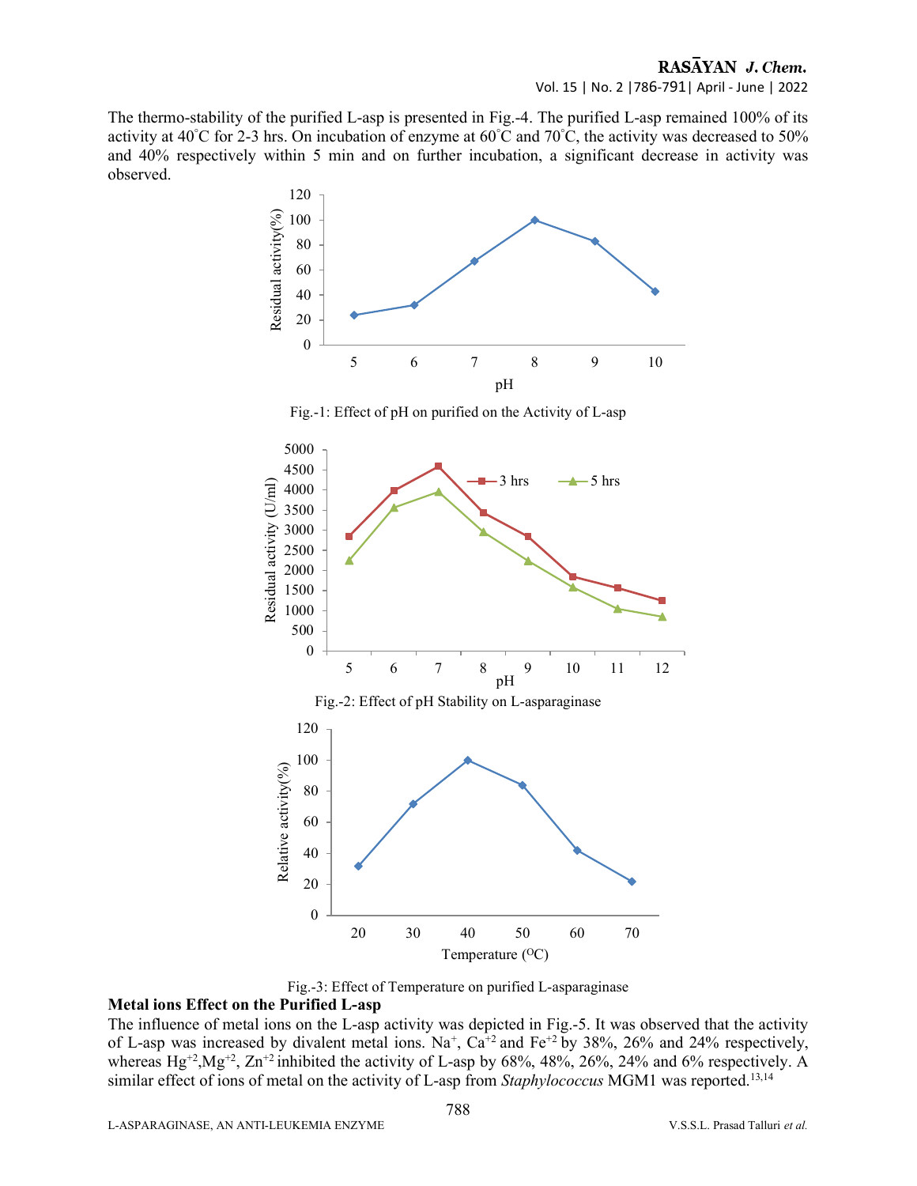The thermo-stability of the purified L-asp is presented in Fig.-4. The purified L-asp remained 100% of its activity at 40˚C for 2-3 hrs. On incubation of enzyme at 60˚C and 70˚C, the activity was decreased to 50% and 40% respectively within 5 min and on further incubation, a significant decrease in activity was observed.

Fig.-1: Effect of pH on purified on the Activity of L-asp

Fig.-2: Effect of pH Stability on L-asparaginase

Fig.-3: Effect of Temperature on purified L-asparaginase

### Metal ions Effect on the Purified L-asp

The influence of metal ions on the L-asp activity was depicted in Fig.-5. It was observed that the activity of L-asp was increased by divalent metal ions. $Na^{+}$, $Ca^{+2}$ and $Fe^{+2}$ by 38%, 26% and 24% respectively, whereas $Hg^{+2}$,$Mg^{+2}$, $Zn^{+2}$ inhibited the activity of L-asp by 68%, 48%, 26%, 24% and 6% respectively. A similar effect of ions of metal on the activity of L-asp from *Staphylococcus* MGM1 was reported.[13,14]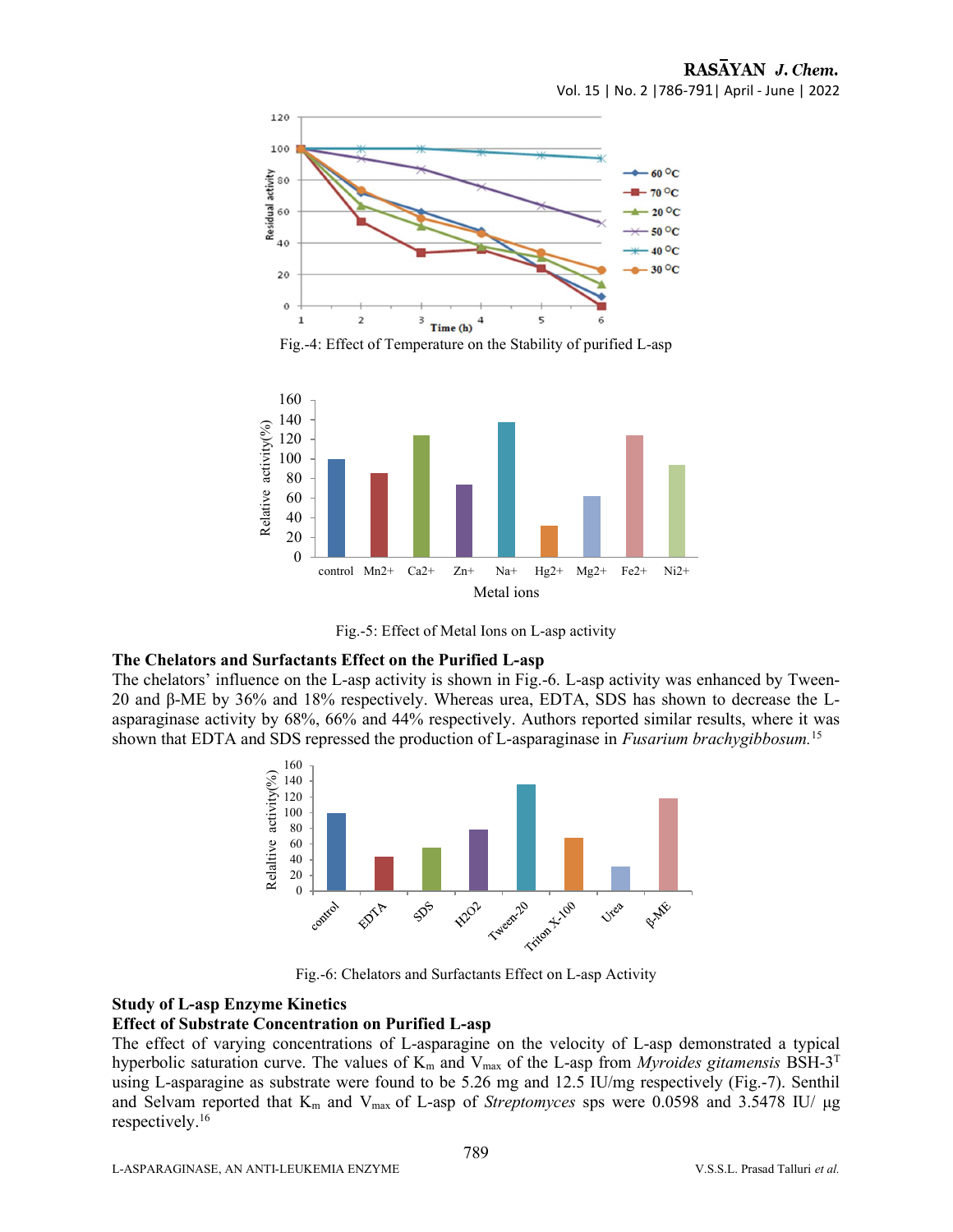Fig.-4: Effect of Temperature on the Stability of purified L-asp

Fig.-5: Effect of Metal Ions on L-asp activity

### The Chelators and Surfactants Effect on the Purified L-asp

The chelators' influence on the L-asp activity is shown in Fig.-6. L-asp activity was enhanced by Tween-20 and β-ME by 36% and 18% respectively. Whereas urea, EDTA, SDS has shown to decrease the L-asparaginase activity by 68%, 66% and 44% respectively. Authors reported similar results, where it was shown that EDTA and SDS repressed the production of L-asparaginase in *Fusarium brachygibbosum.*[15]

Fig.-6: Chelators and Surfactants Effect on L-asp Activity

### Study of L-asp Enzyme Kinetics

### Effect of Substrate Concentration on Purified L-asp

The effect of varying concentrations of L-asparagine on the velocity of L-asp demonstrated a typical hyperbolic saturation curve. The values of $K_m$ and $V_{max}$ of the L-asp from *Myroides gitamensis* BSH-3$^T$ using L-asparagine as substrate were found to be 5.26 mg and 12.5 IU/mg respectively (Fig.-7). Senthil and Selvam reported that $K_m$ and $V_{max}$ of L-asp of *Streptomyces* sps were 0.0598 and 3.5478 IU/ µg respectively.[16]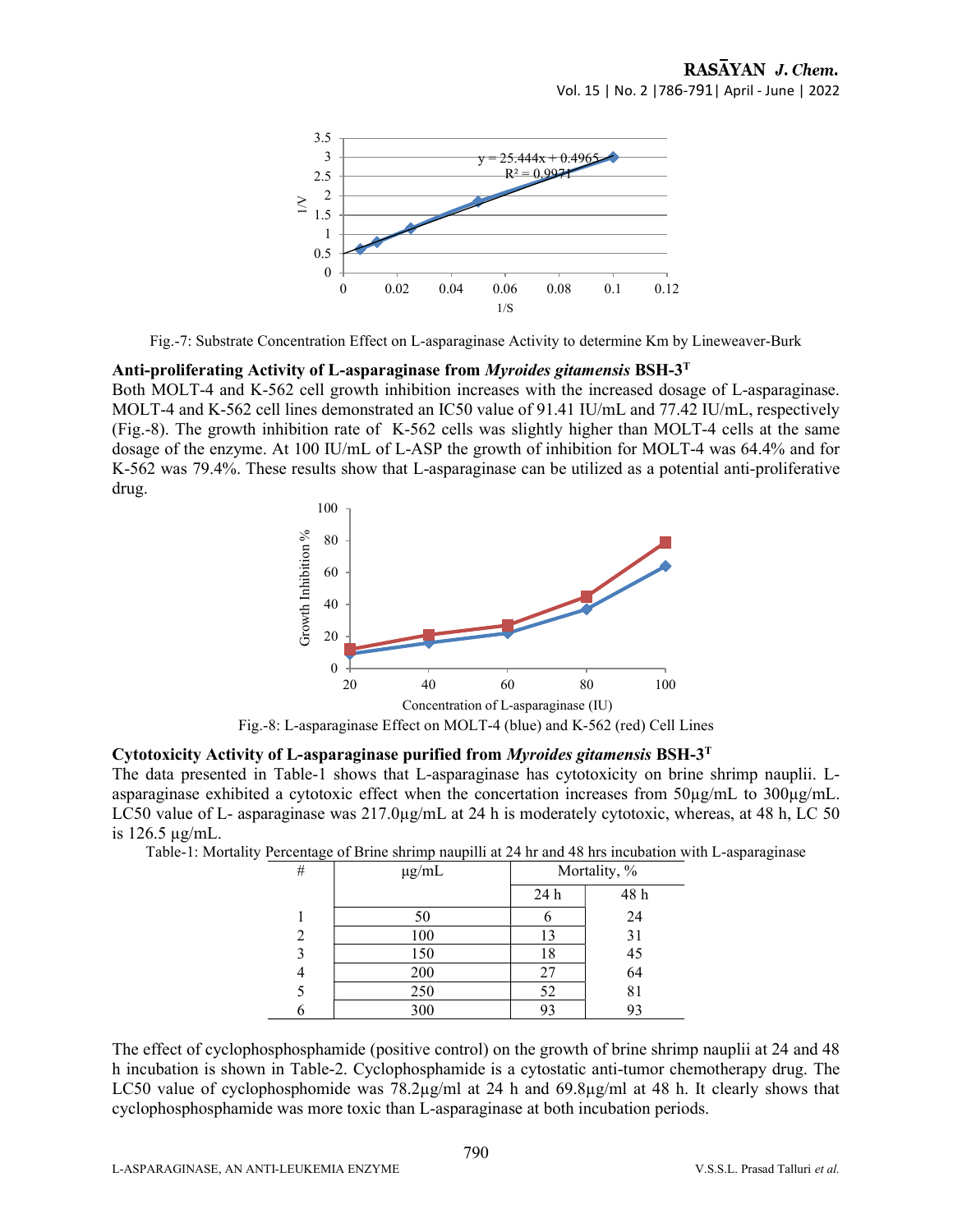Fig.-7: Substrate Concentration Effect on L-asparaginase Activity to determine Km by Lineweaver-Burk

### Anti-proliferating Activity of L-asparaginase from *Myroides gitamensis* BSH-3[T]

Both MOLT-4 and K-562 cell growth inhibition increases with the increased dosage of L-asparaginase. MOLT-4 and K-562 cell lines demonstrated an IC50 value of 91.41 IU/mL and 77.42 IU/mL, respectively (Fig.-8). The growth inhibition rate of K-562 cells was slightly higher than MOLT-4 cells at the same dosage of the enzyme. At 100 IU/mL of L-ASP the growth of inhibition for MOLT-4 was 64.4% and for K-562 was 79.4%. These results show that L-asparaginase can be utilized as a potential anti-proliferative drug.

Fig.-8: L-asparaginase Effect on MOLT-4 (blue) and K-562 (red) Cell Lines

### Cytotoxicity Activity of L-asparaginase purified from *Myroides gitamensis* BSH-3[T]

The data presented in Table-1 shows that L-asparaginase has cytotoxicity on brine shrimp nauplii. L-asparaginase exhibited a cytotoxic effect when the concertation increases from 50µg/mL to 300µg/mL. LC50 value of L- asparaginase was 217.0µg/mL at 24 h is moderately cytotoxic, whereas, at 48 h, LC 50 is 126.5 µg/mL.

Table-1: Mortality Percentage of Brine shrimp naupilli at 24 hr and 48 hrs incubation with L-asparaginase

| # | µg/mL | Mortality, % | |
|---|---|---|---|
| | | 24 h | 48 h |
| 1 | 50 | 6 | 24 |
| 2 | 100 | 13 | 31 |
| 3 | 150 | 18 | 45 |
| 4 | 200 | 27 | 64 |
| 5 | 250 | 52 | 81 |
| 6 | 300 | 93 | 93 |

The effect of cyclophosphosphamide (positive control) on the growth of brine shrimp nauplii at 24 and 48 h incubation is shown in Table-2. Cyclophosphamide is a cytostatic anti-tumor chemotherapy drug. The LC50 value of cyclophosphomide was 78.2µg/ml at 24 h and 69.8µg/ml at 48 h. It clearly shows that cyclophosphosphamide was more toxic than L-asparaginase at both incubation periods.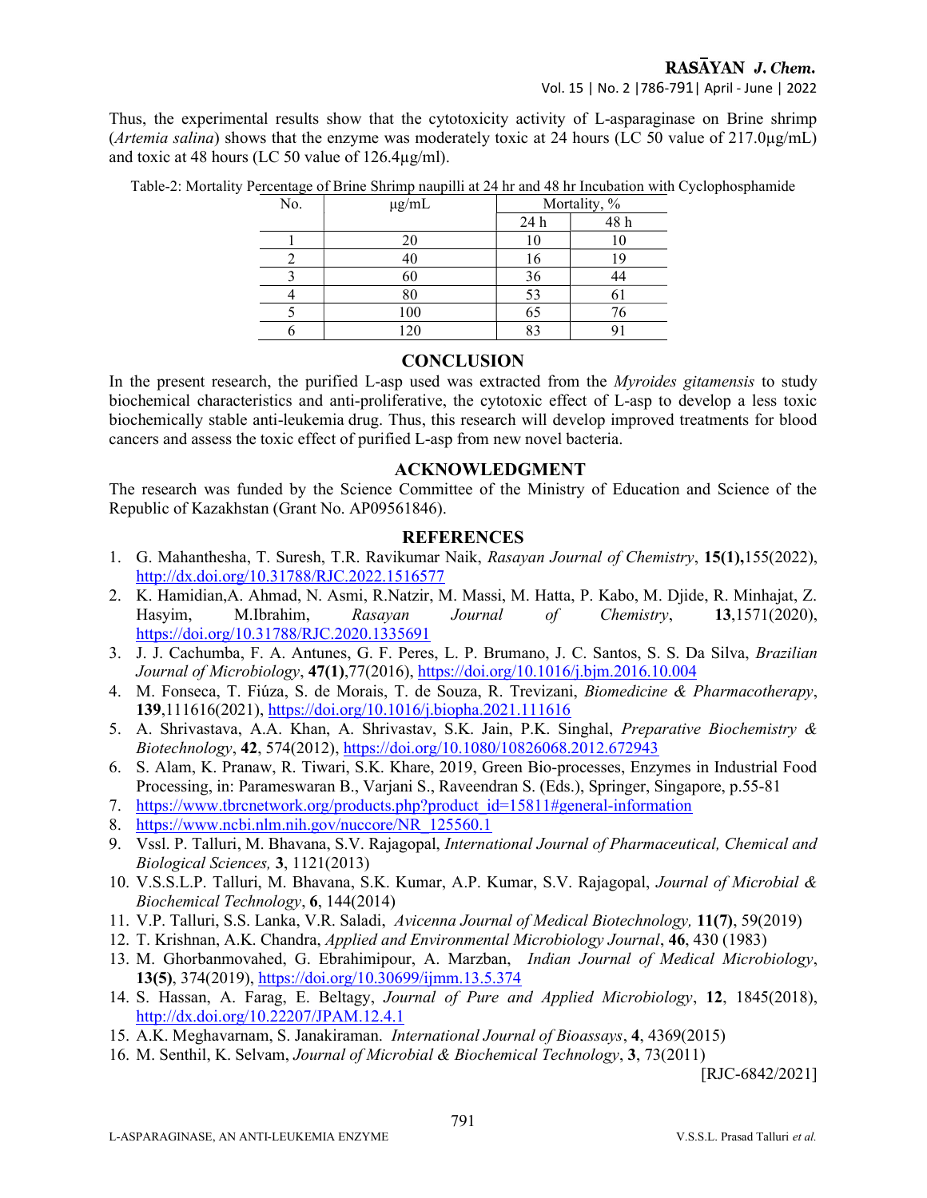Thus, the experimental results show that the cytotoxicity activity of L-asparaginase on Brine shrimp (*Artemia salina*) shows that the enzyme was moderately toxic at 24 hours (LC 50 value of 217.0µg/mL) and toxic at 48 hours (LC 50 value of 126.4µg/ml).

Table-2: Mortality Percentage of Brine Shrimp naupilli at 24 hr and 48 hr Incubation with Cyclophosphamide

| No. | µg/mL | Mortality, % | |
|---|---|---|---|
| | | 24 h | 48 h |
| 1 | 20 | 10 | 10 |
| 2 | 40 | 16 | 19 |
| 3 | 60 | 36 | 44 |
| 4 | 80 | 53 | 61 |
| 5 | 100 | 65 | 76 |
| 6 | 120 | 83 | 91 |

## CONCLUSION

In the present research, the purified L-asp used was extracted from the *Myroides gitamensis* to study biochemical characteristics and anti-proliferative, the cytotoxic effect of L-asp to develop a less toxic biochemically stable anti-leukemia drug. Thus, this research will develop improved treatments for blood cancers and assess the toxic effect of purified L-asp from new novel bacteria.

## ACKNOWLEDGMENT

The research was funded by the Science Committee of the Ministry of Education and Science of the Republic of Kazakhstan (Grant No. AP09561846).

## REFERENCES

1. G. Mahanthesha, T. Suresh, T.R. Ravikumar Naik, *Rasayan Journal of Chemistry*, **15(1),**155(2022), http://dx.doi.org/10.31788/RJC.2022.1516577
2. K. Hamidian,A. Ahmad, N. Asmi, R.Natzir, M. Massi, M. Hatta, P. Kabo, M. Djide, R. Minhajat, Z. Hasyim, M.Ibrahim, *Rasayan Journal of Chemistry*, **13**,1571(2020), https://doi.org/10.31788/RJC.2020.1335691
3. J. J. Cachumba, F. A. Antunes, G. F. Peres, L. P. Brumano, J. C. Santos, S. S. Da Silva, *Brazilian Journal of Microbiology*, **47(1)**,77(2016), https://doi.org/10.1016/j.bjm.2016.10.004
4. M. Fonseca, T. Fiúza, S. de Morais, T. de Souza, R. Trevizani, *Biomedicine & Pharmacotherapy*, **139**,111616(2021), https://doi.org/10.1016/j.biopha.2021.111616
5. A. Shrivastava, A.A. Khan, A. Shrivastav, S.K. Jain, P.K. Singhal, *Preparative Biochemistry & Biotechnology*, **42**, 574(2012), https://doi.org/10.1080/10826068.2012.672943
6. S. Alam, K. Pranaw, R. Tiwari, S.K. Khare, 2019, Green Bio-processes, Enzymes in Industrial Food Processing, in: Parameswaran B., Varjani S., Raveendran S. (Eds.), Springer, Singapore, p.55-81
7. https://www.tbrcnetwork.org/products.php?product_id=15811#general-information
8. https://www.ncbi.nlm.nih.gov/nuccore/NR_125560.1
9. Vssl. P. Talluri, M. Bhavana, S.V. Rajagopal, *International Journal of Pharmaceutical, Chemical and Biological Sciences,* **3**, 1121(2013)
10. V.S.S.L.P. Talluri, M. Bhavana, S.K. Kumar, A.P. Kumar, S.V. Rajagopal, *Journal of Microbial & Biochemical Technology*, **6**, 144(2014)
11. V.P. Talluri, S.S. Lanka, V.R. Saladi, *Avicenna Journal of Medical Biotechnology,* **11(7)**, 59(2019)
12. T. Krishnan, A.K. Chandra, *Applied and Environmental Microbiology Journal*, **46**, 430 (1983)
13. M. Ghorbanmovahed, G. Ebrahimipour, A. Marzban, *Indian Journal of Medical Microbiology*, **13(5)**, 374(2019), https://doi.org/10.30699/ijmm.13.5.374
14. S. Hassan, A. Farag, E. Beltagy, *Journal of Pure and Applied Microbiology*, **12**, 1845(2018), http://dx.doi.org/10.22207/JPAM.12.4.1
15. A.K. Meghavarnam, S. Janakiraman. *International Journal of Bioassays*, **4**, 4369(2015)
16. M. Senthil, K. Selvam, *Journal of Microbial & Biochemical Technology*, **3**, 73(2011)

[RJC-6842/2021]